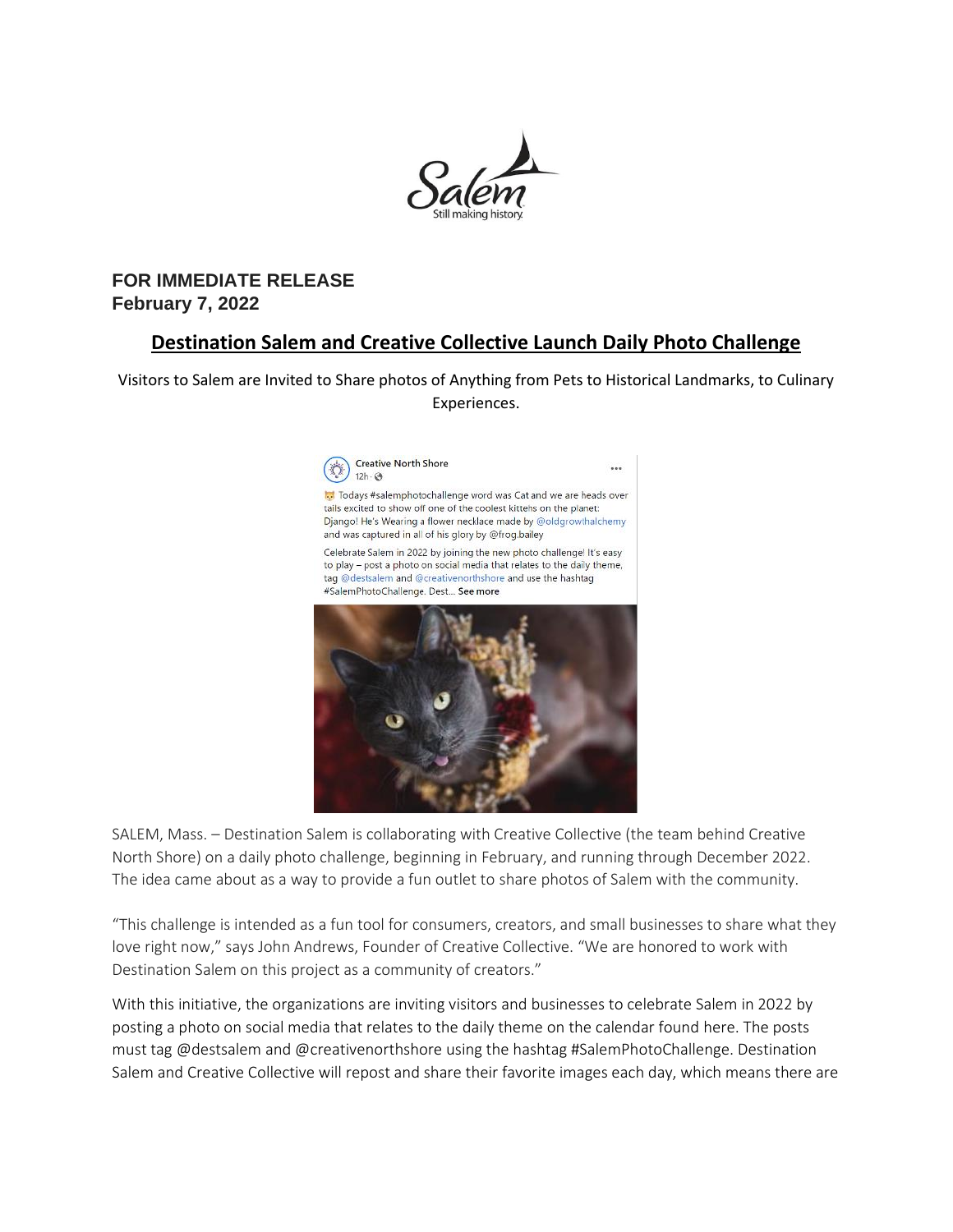**FOR IMMEDIATE RELEASE**
**February 7, 2022**

# Destination Salem and Creative Collective Launch Daily Photo Challenge

Visitors to Salem are Invited to Share photos of Anything from Pets to Historical Landmarks, to Culinary Experiences.

SALEM, Mass. – Destination Salem is collaborating with Creative Collective (the team behind Creative North Shore) on a daily photo challenge, beginning in February, and running through December 2022. The idea came about as a way to provide a fun outlet to share photos of Salem with the community.

"This challenge is intended as a fun tool for consumers, creators, and small businesses to share what they love right now," says John Andrews, Founder of Creative Collective. "We are honored to work with Destination Salem on this project as a community of creators."

With this initiative, the organizations are inviting visitors and businesses to celebrate Salem in 2022 by posting a photo on social media that relates to the daily theme on the calendar found here. The posts must tag @destsalem and @creativenorthshore using the hashtag #SalemPhotoChallenge. Destination Salem and Creative Collective will repost and share their favorite images each day, which means there are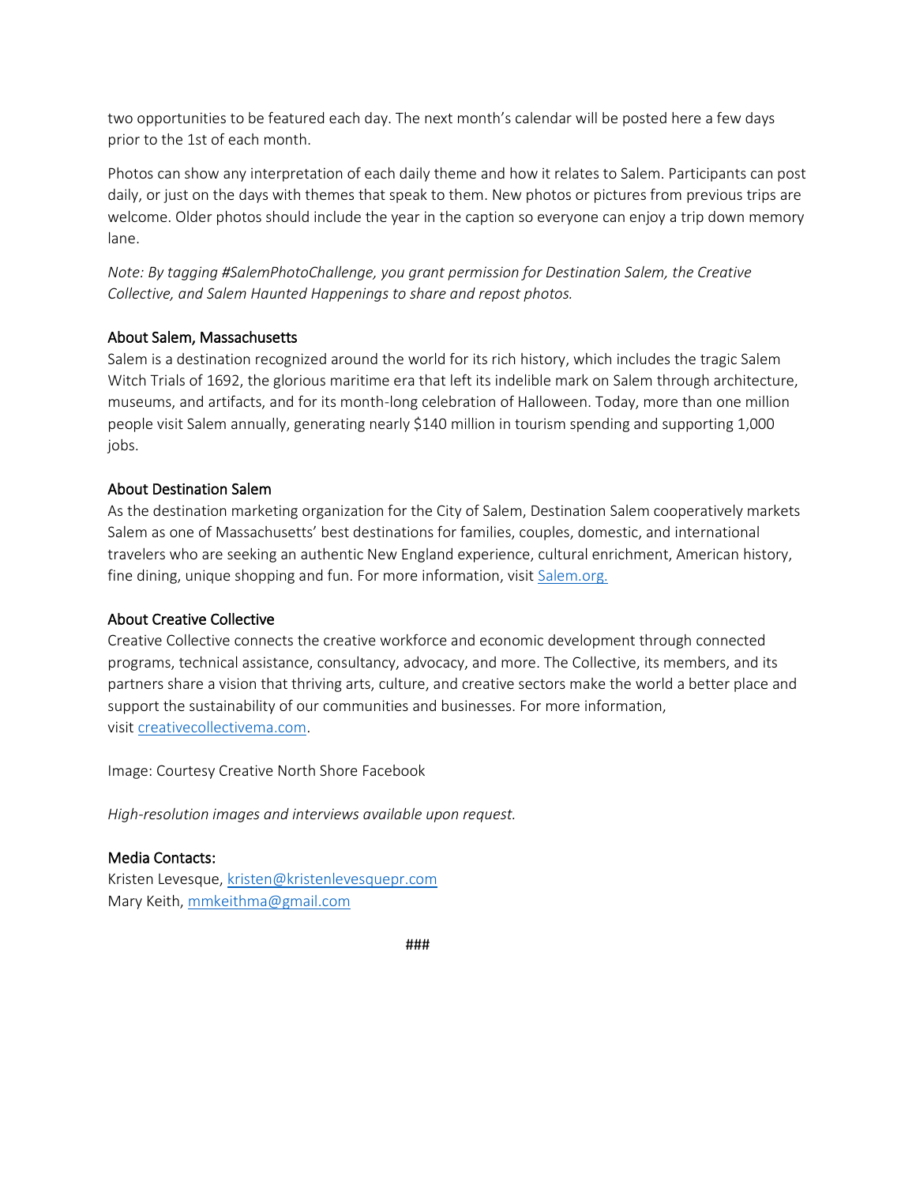two opportunities to be featured each day. The next month's calendar will be posted here a few days prior to the 1st of each month.

Photos can show any interpretation of each daily theme and how it relates to Salem. Participants can post daily, or just on the days with themes that speak to them. New photos or pictures from previous trips are welcome. Older photos should include the year in the caption so everyone can enjoy a trip down memory lane.

*Note: By tagging #SalemPhotoChallenge, you grant permission for Destination Salem, the Creative Collective, and Salem Haunted Happenings to share and repost photos.*

## About Salem, Massachusetts

Salem is a destination recognized around the world for its rich history, which includes the tragic Salem Witch Trials of 1692, the glorious maritime era that left its indelible mark on Salem through architecture, museums, and artifacts, and for its month-long celebration of Halloween. Today, more than one million people visit Salem annually, generating nearly $140 million in tourism spending and supporting 1,000 jobs.

## About Destination Salem

As the destination marketing organization for the City of Salem, Destination Salem cooperatively markets Salem as one of Massachusetts' best destinations for families, couples, domestic, and international travelers who are seeking an authentic New England experience, cultural enrichment, American history, fine dining, unique shopping and fun. For more information, visit [Salem.org.](https://Salem.org)

## About Creative Collective

Creative Collective connects the creative workforce and economic development through connected programs, technical assistance, consultancy, advocacy, and more. The Collective, its members, and its partners share a vision that thriving arts, culture, and creative sectors make the world a better place and support the sustainability of our communities and businesses. For more information, visit [creativecollectivema.com](https://creativecollectivema.com).

Image: Courtesy Creative North Shore Facebook

*High-resolution images and interviews available upon request.*

## Media Contacts:

Kristen Levesque, [kristen@kristenlevesquepr.com](mailto:kristen@kristenlevesquepr.com)
Mary Keith, [mmkeithma@gmail.com](mailto:mmkeithma@gmail.com)

###